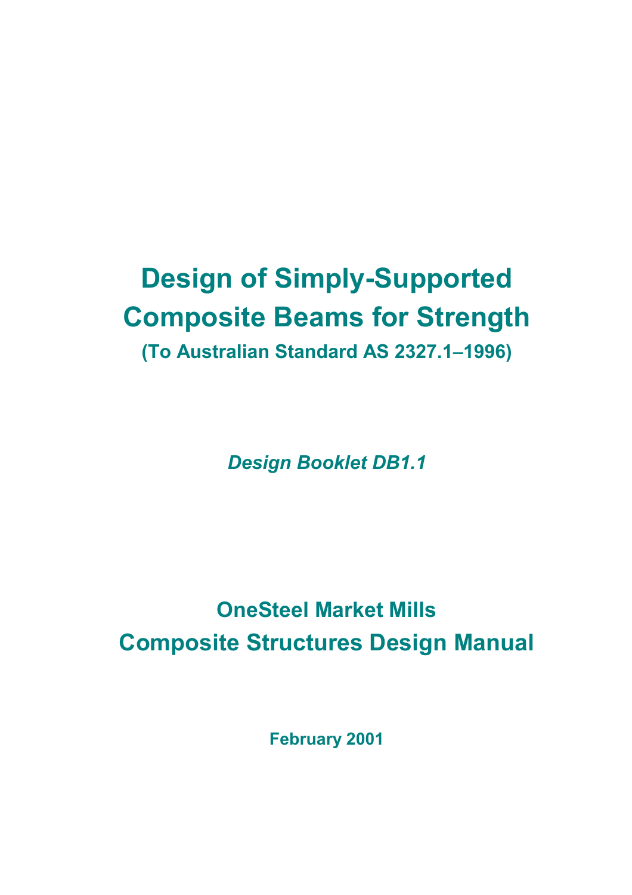# Design of Simply-Supported Composite Beams for Strength

## (To Australian Standard AS 2327.1–1996)

***Design Booklet DB1.1***

## OneSteel Market Mills
## Composite Structures Design Manual

**February 2001**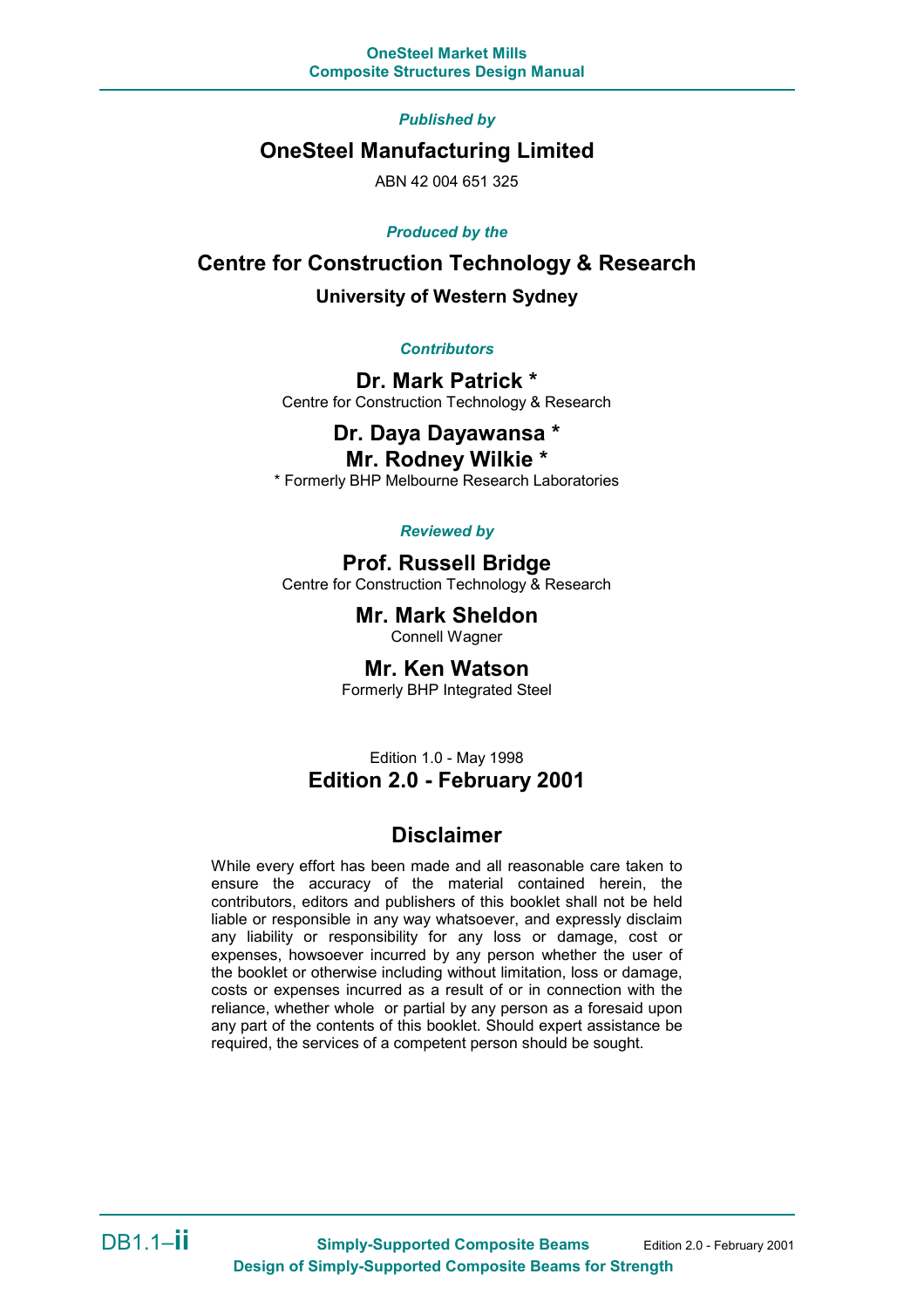*Published by*

## OneSteel Manufacturing Limited

ABN 42 004 651 325

*Produced by the*

## Centre for Construction Technology & Research

**University of Western Sydney**

*Contributors*

**Dr. Mark Patrick ***
Centre for Construction Technology & Research

**Dr. Daya Dayawansa ***
**Mr. Rodney Wilkie ***
* Formerly BHP Melbourne Research Laboratories

*Reviewed by*

**Prof. Russell Bridge**
Centre for Construction Technology & Research

**Mr. Mark Sheldon**
Connell Wagner

**Mr. Ken Watson**
Formerly BHP Integrated Steel

Edition 1.0 - May 1998
**Edition 2.0 - February 2001**

## Disclaimer

While every effort has been made and all reasonable care taken to ensure the accuracy of the material contained herein, the contributors, editors and publishers of this booklet shall not be held liable or responsible in any way whatsoever, and expressly disclaim any liability or responsibility for any loss or damage, cost or expenses, howsoever incurred by any person whether the user of the booklet or otherwise including without limitation, loss or damage, costs or expenses incurred as a result of or in connection with the reliance, whether whole or partial by any person as a foresaid upon any part of the contents of this booklet. Should expert assistance be required, the services of a competent person should be sought.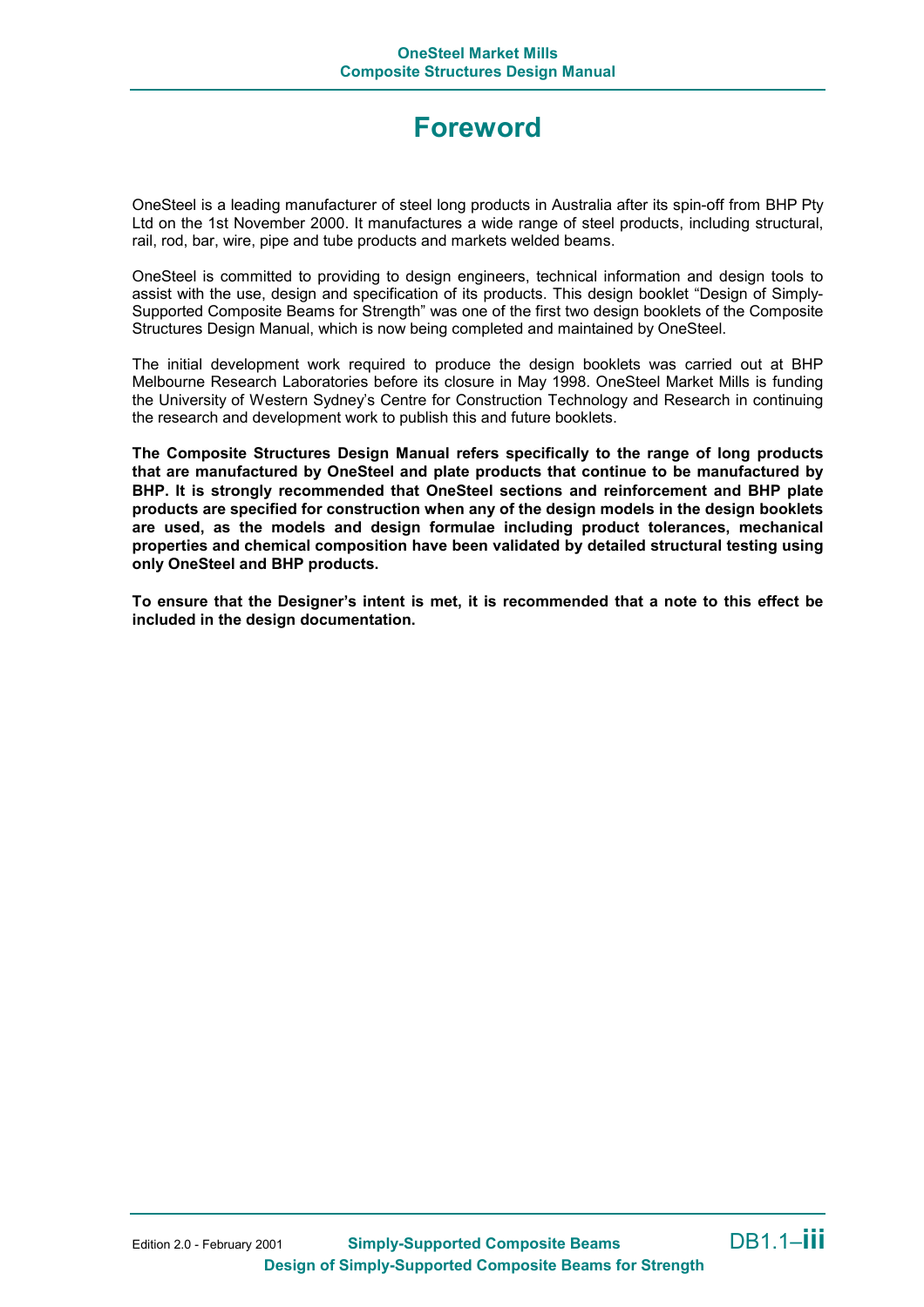# Foreword

OneSteel is a leading manufacturer of steel long products in Australia after its spin-off from BHP Pty Ltd on the 1st November 2000. It manufactures a wide range of steel products, including structural, rail, rod, bar, wire, pipe and tube products and markets welded beams.

OneSteel is committed to providing to design engineers, technical information and design tools to assist with the use, design and specification of its products. This design booklet “Design of Simply-Supported Composite Beams for Strength” was one of the first two design booklets of the Composite Structures Design Manual, which is now being completed and maintained by OneSteel.

The initial development work required to produce the design booklets was carried out at BHP Melbourne Research Laboratories before its closure in May 1998. OneSteel Market Mills is funding the University of Western Sydney’s Centre for Construction Technology and Research in continuing the research and development work to publish this and future booklets.

**The Composite Structures Design Manual refers specifically to the range of long products that are manufactured by OneSteel and plate products that continue to be manufactured by BHP. It is strongly recommended that OneSteel sections and reinforcement and BHP plate products are specified for construction when any of the design models in the design booklets are used, as the models and design formulae including product tolerances, mechanical properties and chemical composition have been validated by detailed structural testing using only OneSteel and BHP products.**

**To ensure that the Designer’s intent is met, it is recommended that a note to this effect be included in the design documentation.**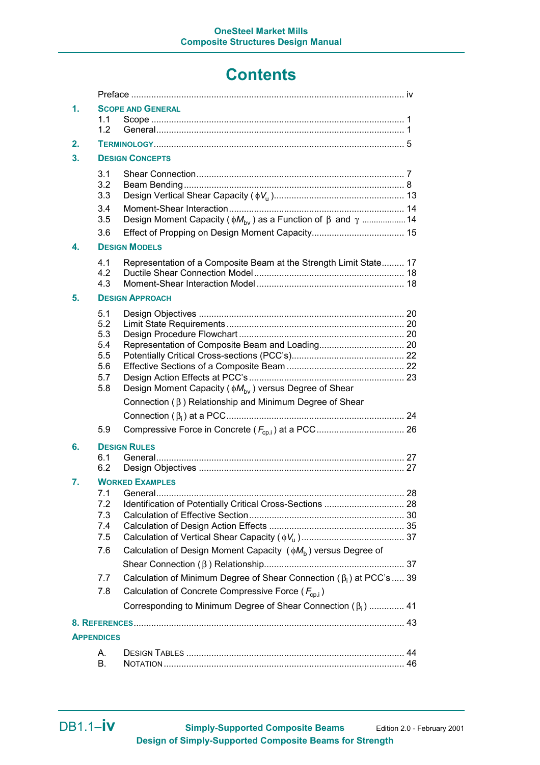# Contents

Preface ............................................................................................................ iv

**1. SCOPE AND GENERAL**

1.1 Scope .................................................................................................... 1
1.2 General.................................................................................................. 1

**2. TERMINOLOGY**.................................................................................................. 5

**3. DESIGN CONCEPTS**

3.1 Shear Connection.................................................................................. 7
3.2 Beam Bending....................................................................................... 8
3.3 Design Vertical Shear Capacity ( $\phi V_u$ )................................................... 13
3.4 Moment-Shear Interaction..................................................................... 14
3.5 Design Moment Capacity ( $\phi M_{bv}$ ) as a Function of $\beta$ and $\gamma$ .................. 14
3.6 Effect of Propping on Design Moment Capacity.................................... 15

**4. DESIGN MODELS**

4.1 Representation of a Composite Beam at the Strength Limit State......... 17
4.2 Ductile Shear Connection Model........................................................... 18
4.3 Moment-Shear Interaction Model.......................................................... 18

**5. DESIGN APPROACH**

5.1 Design Objectives ................................................................................. 20
5.2 Limit State Requirements...................................................................... 20
5.3 Design Procedure Flowchart ................................................................. 20
5.4 Representation of Composite Beam and Loading.................................. 20
5.5 Potentially Critical Cross-sections (PCC's)............................................ 22
5.6 Effective Sections of a Composite Beam .............................................. 22
5.7 Design Action Effects at PCC's ............................................................ 23
5.8 Design Moment Capacity ( $\phi M_{bv}$ ) versus Degree of Shear Connection ( $\beta$ ) Relationship and Minimum Degree of Shear Connection ( $\beta_i$ ) at a PCC...................................................................... 24
5.9 Compressive Force in Concrete ( $F_{cp.i}$ ) at a PCC.................................. 26

**6. DESIGN RULES**

6.1 General.................................................................................................. 27
6.2 Design Objectives ................................................................................. 27

**7. WORKED EXAMPLES**

7.1 General.................................................................................................. 28
7.2 Identification of Potentially Critical Cross-Sections ............................... 28
7.3 Calculation of Effective Section............................................................. 30
7.4 Calculation of Design Action Effects ..................................................... 35
7.5 Calculation of Vertical Shear Capacity ( $\phi V_u$ )......................................... 37
7.6 Calculation of Design Moment Capacity ( $\phi M_b$ ) versus Degree of Shear Connection ( $\beta$ ) Relationship....................................................... 37
7.7 Calculation of Minimum Degree of Shear Connection ( $\beta_i$ ) at PCC's ..... 39
7.8 Calculation of Concrete Compressive Force ( $F_{cp.i}$ ) Corresponding to Minimum Degree of Shear Connection ( $\beta_i$ ) .............. 41

**8. REFERENCES**........................................................................................................ 43

**APPENDICES**

A. DESIGN TABLES ...................................................................................... 44
B. NOTATION ............................................................................................... 46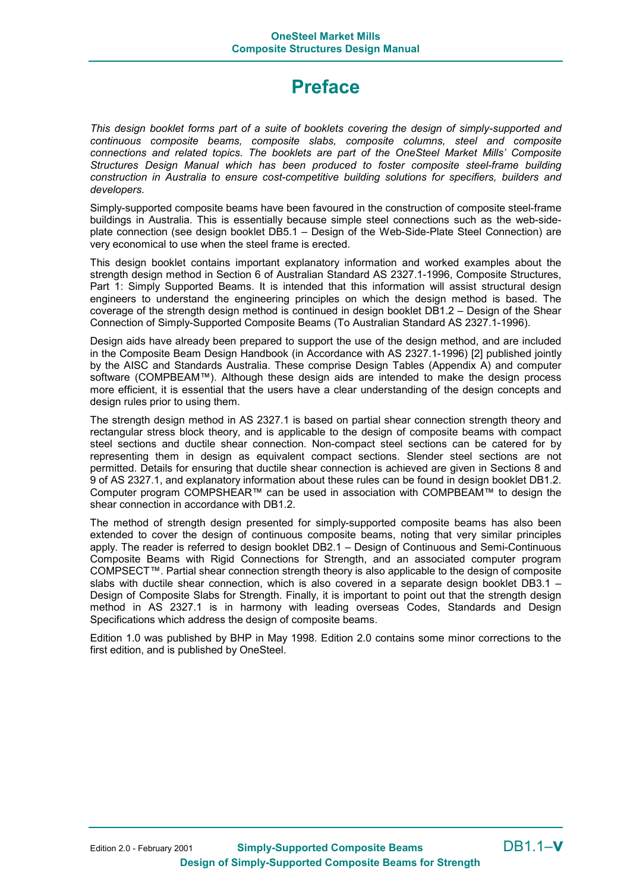# Preface

*This design booklet forms part of a suite of booklets covering the design of simply-supported and continuous composite beams, composite slabs, composite columns, steel and composite connections and related topics. The booklets are part of the OneSteel Market Mills' Composite Structures Design Manual which has been produced to foster composite steel-frame building construction in Australia to ensure cost-competitive building solutions for specifiers, builders and developers.*

Simply-supported composite beams have been favoured in the construction of composite steel-frame buildings in Australia. This is essentially because simple steel connections such as the web-side-plate connection (see design booklet DB5.1 – Design of the Web-Side-Plate Steel Connection) are very economical to use when the steel frame is erected.

This design booklet contains important explanatory information and worked examples about the strength design method in Section 6 of Australian Standard AS 2327.1-1996, Composite Structures, Part 1: Simply Supported Beams. It is intended that this information will assist structural design engineers to understand the engineering principles on which the design method is based. The coverage of the strength design method is continued in design booklet DB1.2 – Design of the Shear Connection of Simply-Supported Composite Beams (To Australian Standard AS 2327.1-1996).

Design aids have already been prepared to support the use of the design method, and are included in the Composite Beam Design Handbook (in Accordance with AS 2327.1-1996) [2] published jointly by the AISC and Standards Australia. These comprise Design Tables (Appendix A) and computer software (COMPBEAM™). Although these design aids are intended to make the design process more efficient, it is essential that the users have a clear understanding of the design concepts and design rules prior to using them.

The strength design method in AS 2327.1 is based on partial shear connection strength theory and rectangular stress block theory, and is applicable to the design of composite beams with compact steel sections and ductile shear connection. Non-compact steel sections can be catered for by representing them in design as equivalent compact sections. Slender steel sections are not permitted. Details for ensuring that ductile shear connection is achieved are given in Sections 8 and 9 of AS 2327.1, and explanatory information about these rules can be found in design booklet DB1.2. Computer program COMPSHEAR™ can be used in association with COMPBEAM™ to design the shear connection in accordance with DB1.2.

The method of strength design presented for simply-supported composite beams has also been extended to cover the design of continuous composite beams, noting that very similar principles apply. The reader is referred to design booklet DB2.1 – Design of Continuous and Semi-Continuous Composite Beams with Rigid Connections for Strength, and an associated computer program COMPSECT™. Partial shear connection strength theory is also applicable to the design of composite slabs with ductile shear connection, which is also covered in a separate design booklet DB3.1 – Design of Composite Slabs for Strength. Finally, it is important to point out that the strength design method in AS 2327.1 is in harmony with leading overseas Codes, Standards and Design Specifications which address the design of composite beams.

Edition 1.0 was published by BHP in May 1998. Edition 2.0 contains some minor corrections to the first edition, and is published by OneSteel.